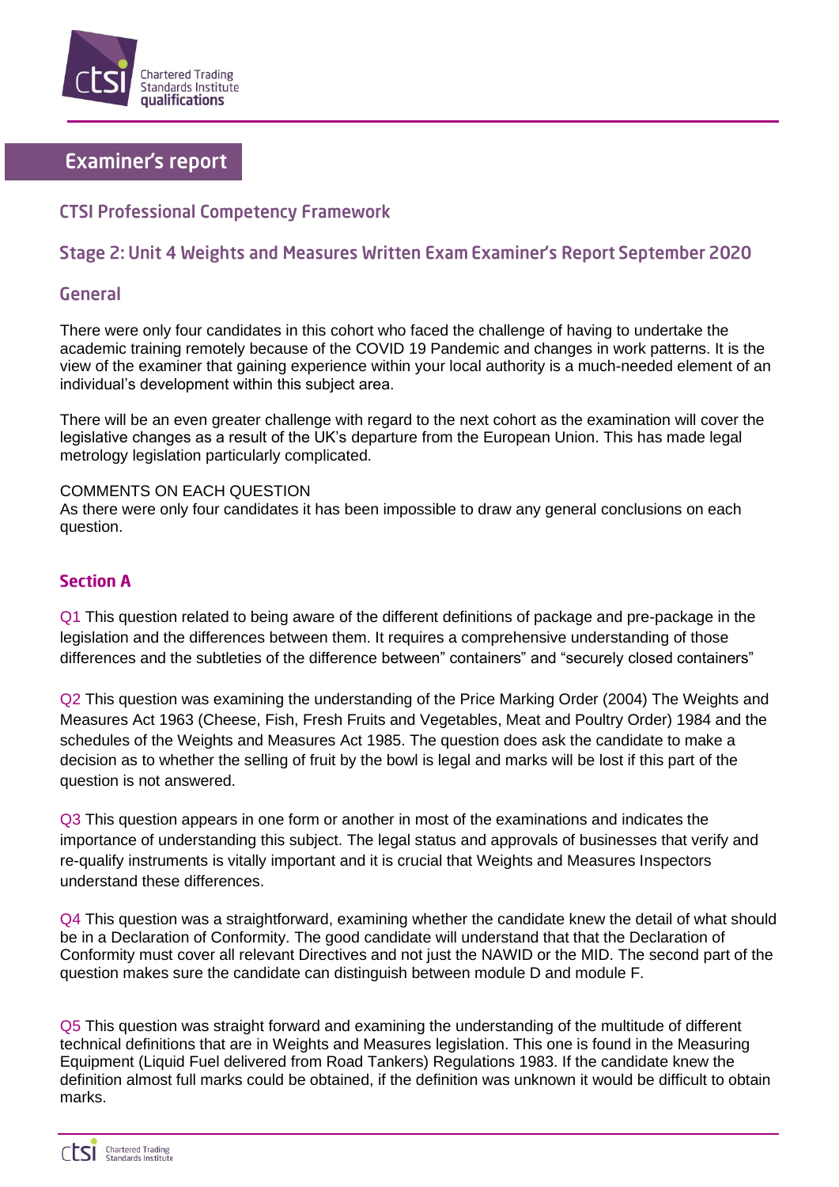# Examiner's report

## CTSI Professional Competency Framework

## Stage 2: Unit 4 Weights and Measures Written Exam Examiner's Report September 2020

### General

There were only four candidates in this cohort who faced the challenge of having to undertake the academic training remotely because of the COVID 19 Pandemic and changes in work patterns. It is the view of the examiner that gaining experience within your local authority is a much-needed element of an individual's development within this subject area.

There will be an even greater challenge with regard to the next cohort as the examination will cover the legislative changes as a result of the UK's departure from the European Union. This has made legal metrology legislation particularly complicated.

COMMENTS ON EACH QUESTION
As there were only four candidates it has been impossible to draw any general conclusions on each question.

### Section A

Q1 This question related to being aware of the different definitions of package and pre-package in the legislation and the differences between them. It requires a comprehensive understanding of those differences and the subtleties of the difference between" containers" and "securely closed containers"

Q2 This question was examining the understanding of the Price Marking Order (2004) The Weights and Measures Act 1963 (Cheese, Fish, Fresh Fruits and Vegetables, Meat and Poultry Order) 1984 and the schedules of the Weights and Measures Act 1985. The question does ask the candidate to make a decision as to whether the selling of fruit by the bowl is legal and marks will be lost if this part of the question is not answered.

Q3 This question appears in one form or another in most of the examinations and indicates the importance of understanding this subject. The legal status and approvals of businesses that verify and re-qualify instruments is vitally important and it is crucial that Weights and Measures Inspectors understand these differences.

Q4 This question was a straightforward, examining whether the candidate knew the detail of what should be in a Declaration of Conformity. The good candidate will understand that that the Declaration of Conformity must cover all relevant Directives and not just the NAWID or the MID. The second part of the question makes sure the candidate can distinguish between module D and module F.

Q5 This question was straight forward and examining the understanding of the multitude of different technical definitions that are in Weights and Measures legislation. This one is found in the Measuring Equipment (Liquid Fuel delivered from Road Tankers) Regulations 1983. If the candidate knew the definition almost full marks could be obtained, if the definition was unknown it would be difficult to obtain marks.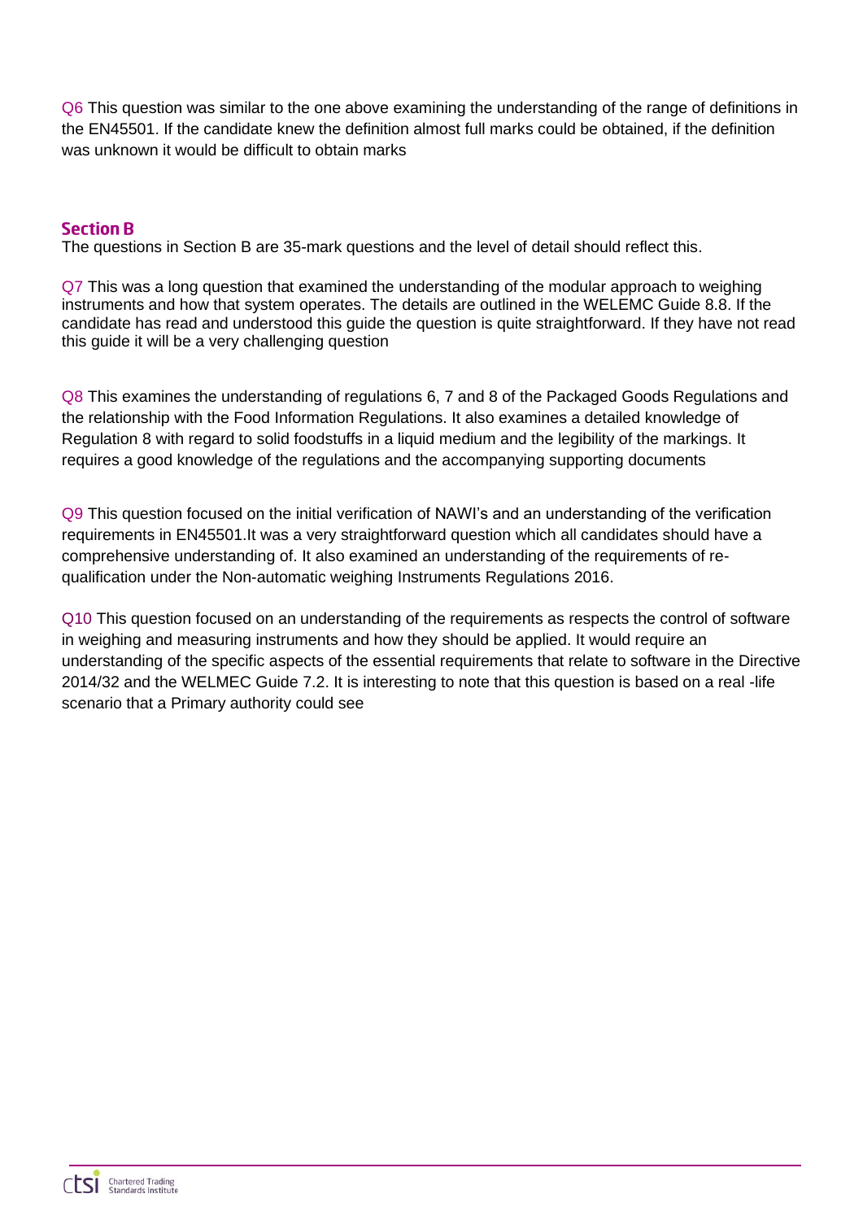Q6 This question was similar to the one above examining the understanding of the range of definitions in the EN45501. If the candidate knew the definition almost full marks could be obtained, if the definition was unknown it would be difficult to obtain marks

## Section B

The questions in Section B are 35-mark questions and the level of detail should reflect this.

Q7 This was a long question that examined the understanding of the modular approach to weighing instruments and how that system operates. The details are outlined in the WELEMC Guide 8.8. If the candidate has read and understood this guide the question is quite straightforward. If they have not read this guide it will be a very challenging question

Q8 This examines the understanding of regulations 6, 7 and 8 of the Packaged Goods Regulations and the relationship with the Food Information Regulations. It also examines a detailed knowledge of Regulation 8 with regard to solid foodstuffs in a liquid medium and the legibility of the markings. It requires a good knowledge of the regulations and the accompanying supporting documents

Q9 This question focused on the initial verification of NAWI's and an understanding of the verification requirements in EN45501.It was a very straightforward question which all candidates should have a comprehensive understanding of. It also examined an understanding of the requirements of re-qualification under the Non-automatic weighing Instruments Regulations 2016.

Q10 This question focused on an understanding of the requirements as respects the control of software in weighing and measuring instruments and how they should be applied. It would require an understanding of the specific aspects of the essential requirements that relate to software in the Directive 2014/32 and the WELMEC Guide 7.2. It is interesting to note that this question is based on a real -life scenario that a Primary authority could see